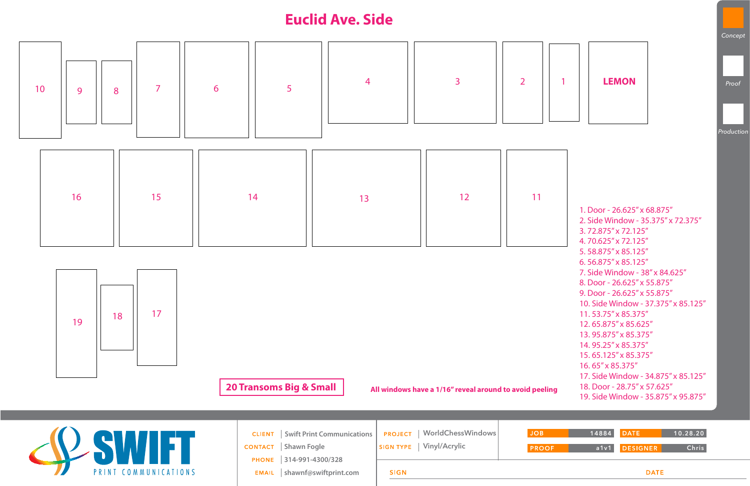# Euclid Ave. Side

10 | 9 | 8 | 7 | 6 | 5 | 4 | 3 | 2 | 1 | **LEMON**

16 | 15 | 14 | 13 | 12 | 11

19 | 18 | 17

1. Door - 26.625" x 68.875"
2. Side Window - 35.375" x 72.375"
3. 72.875" x 72.125"
4. 70.625" x 72.125"
5. 58.875" x 85.125"
6. 56.875" x 85.125"
7. Side Window - 38" x 84.625"
8. Door - 26.625" x 55.875"
9. Door - 26.625" x 55.875"
10. Side Window - 37.375" x 85.125"
11. 53.75" x 85.375"
12. 65.875" x 85.625"
13. 95.875" x 85.375"
14. 95.25" x 85.375"
15. 65.125" x 85.375"
16. 65" x 85.375"
17. Side Window - 34.875" x 85.125"
18. Door - 28.75" x 57.625"
19. Side Window - 35.875" x 95.875"

**20 Transoms Big & Small**

**All windows have a 1/16" reveal around to avoid peeling**

*Concept* | *Proof* | *Production*

**SWIFT** PRINT COMMUNICATIONS

| | |
|---|---|
| CLIENT | Swift Print Communications |
| CONTACT | Shawn Fogle |
| PHONE | 314-991-4300/328 |
| EMAIL | shawnf@swiftprint.com |

| | |
|---|---|
| PROJECT | WorldChessWindows |
| SIGN TYPE | Vinyl/Acrylic |

| | | | |
|---|---|---|---|
| JOB | 14884 | DATE | 10.28.20 |
| PROOF | a1v1 | DESIGNER | Chris |

SIGN | DATE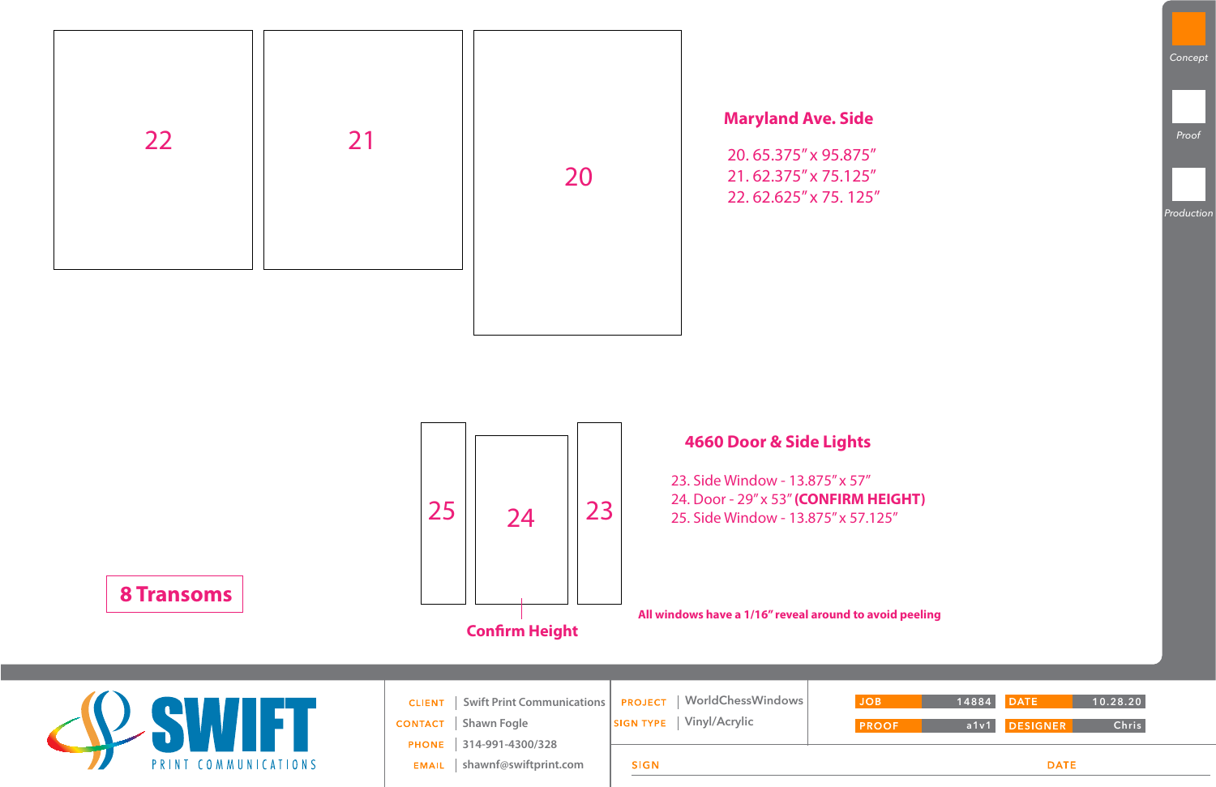22

21

20

## Maryland Ave. Side

20. 65.375" x 95.875"
21. 62.375" x 75.125"
22. 62.625" x 75. 125"

25

24

23

## 4660 Door & Side Lights

23. Side Window - 13.875" x 57"
24. Door - 29" x 53" **(CONFIRM HEIGHT)**
25. Side Window - 13.875" x 57.125"

**8 Transoms**

**Confirm Height**

**All windows have a 1/16" reveal around to avoid peeling**

Concept

Proof

Production

SWIFT PRINT COMMUNICATIONS

| | | | |
|---|---|---|---|
| CLIENT | Swift Print Communications | PROJECT | WorldChessWindows |
| CONTACT | Shawn Fogle | SIGN TYPE | Vinyl/Acrylic |
| PHONE | 314-991-4300/328 | | |
| EMAIL | shawnf@swiftprint.com | | |

| | | | |
|---|---|---|---|
| JOB | 14884 | DATE | 10.28.20 |
| PROOF | a1v1 | DESIGNER | Chris |

SIGN

DATE